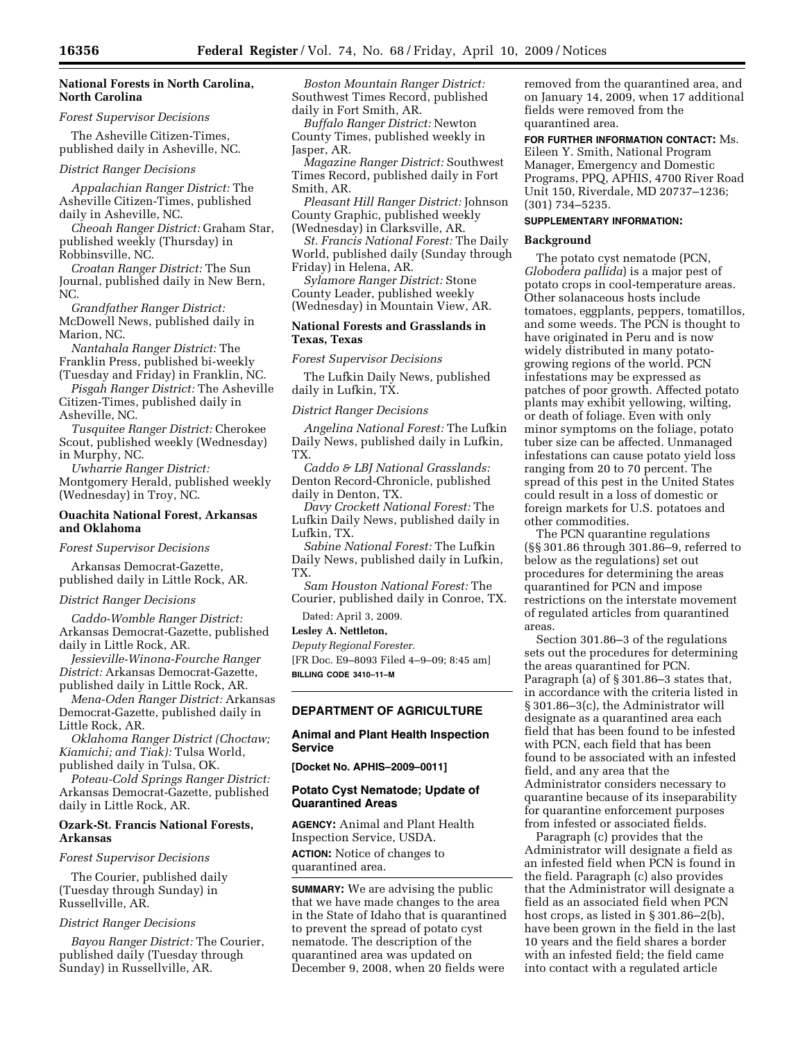**National Forests in North Carolina, North Carolina**

*Forest Supervisor Decisions*

The Asheville Citizen-Times, published daily in Asheville, NC.

*District Ranger Decisions*

*Appalachian Ranger District:* The Asheville Citizen-Times, published daily in Asheville, NC.

*Cheoah Ranger District:* Graham Star, published weekly (Thursday) in Robbinsville, NC.

*Croatan Ranger District:* The Sun Journal, published daily in New Bern, NC.

*Grandfather Ranger District:* McDowell News, published daily in Marion, NC.

*Nantahala Ranger District:* The Franklin Press, published bi-weekly (Tuesday and Friday) in Franklin, NC.

*Pisgah Ranger District:* The Asheville Citizen-Times, published daily in Asheville, NC.

*Tusquitee Ranger District:* Cherokee Scout, published weekly (Wednesday) in Murphy, NC.

*Uwharrie Ranger District:* Montgomery Herald, published weekly (Wednesday) in Troy, NC.

**Ouachita National Forest, Arkansas and Oklahoma**

*Forest Supervisor Decisions*

Arkansas Democrat-Gazette, published daily in Little Rock, AR.

*District Ranger Decisions*

*Caddo-Womble Ranger District:* Arkansas Democrat-Gazette, published daily in Little Rock, AR.

*Jessieville-Winona-Fourche Ranger District:* Arkansas Democrat-Gazette, published daily in Little Rock, AR.

*Mena-Oden Ranger District:* Arkansas Democrat-Gazette, published daily in Little Rock, AR.

*Oklahoma Ranger District (Choctaw; Kiamichi; and Tiak):* Tulsa World, published daily in Tulsa, OK.

*Poteau-Cold Springs Ranger District:* Arkansas Democrat-Gazette, published daily in Little Rock, AR.

**Ozark-St. Francis National Forests, Arkansas**

*Forest Supervisor Decisions*

The Courier, published daily (Tuesday through Sunday) in Russellville, AR.

*District Ranger Decisions*

*Bayou Ranger District:* The Courier, published daily (Tuesday through Sunday) in Russellville, AR.

*Boston Mountain Ranger District:* Southwest Times Record, published daily in Fort Smith, AR.

*Buffalo Ranger District:* Newton County Times, published weekly in Jasper, AR.

*Magazine Ranger District:* Southwest Times Record, published daily in Fort Smith, AR.

*Pleasant Hill Ranger District:* Johnson County Graphic, published weekly (Wednesday) in Clarksville, AR.

*St. Francis National Forest:* The Daily World, published daily (Sunday through Friday) in Helena, AR.

*Sylamore Ranger District:* Stone County Leader, published weekly (Wednesday) in Mountain View, AR.

**National Forests and Grasslands in Texas, Texas**

*Forest Supervisor Decisions*

The Lufkin Daily News, published daily in Lufkin, TX.

*District Ranger Decisions*

*Angelina National Forest:* The Lufkin Daily News, published daily in Lufkin, TX.

*Caddo & LBJ National Grasslands:* Denton Record-Chronicle, published daily in Denton, TX.

*Davy Crockett National Forest:* The Lufkin Daily News, published daily in Lufkin, TX.

*Sabine National Forest:* The Lufkin Daily News, published daily in Lufkin, TX.

*Sam Houston National Forest:* The Courier, published daily in Conroe, TX.

Dated: April 3, 2009.

**Lesley A. Nettleton,**

*Deputy Regional Forester.*

[FR Doc. E9–8093 Filed 4–9–09; 8:45 am]

**BILLING CODE 3410–11–M**

## DEPARTMENT OF AGRICULTURE

### Animal and Plant Health Inspection Service

**[Docket No. APHIS–2009–0011]**

### Potato Cyst Nematode; Update of Quarantined Areas

**AGENCY:** Animal and Plant Health Inspection Service, USDA.

**ACTION:** Notice of changes to quarantined area.

**SUMMARY:** We are advising the public that we have made changes to the area in the State of Idaho that is quarantined to prevent the spread of potato cyst nematode. The description of the quarantined area was updated on December 9, 2008, when 20 fields were removed from the quarantined area, and on January 14, 2009, when 17 additional fields were removed from the quarantined area.

**FOR FURTHER INFORMATION CONTACT:** Ms. Eileen Y. Smith, National Program Manager, Emergency and Domestic Programs, PPQ, APHIS, 4700 River Road Unit 150, Riverdale, MD 20737–1236; (301) 734–5235.

**SUPPLEMENTARY INFORMATION:**

**Background**

The potato cyst nematode (PCN, *Globodera pallida*) is a major pest of potato crops in cool-temperature areas. Other solanaceous hosts include tomatoes, eggplants, peppers, tomatillos, and some weeds. The PCN is thought to have originated in Peru and is now widely distributed in many potato-growing regions of the world. PCN infestations may be expressed as patches of poor growth. Affected potato plants may exhibit yellowing, wilting, or death of foliage. Even with only minor symptoms on the foliage, potato tuber size can be affected. Unmanaged infestations can cause potato yield loss ranging from 20 to 70 percent. The spread of this pest in the United States could result in a loss of domestic or foreign markets for U.S. potatoes and other commodities.

The PCN quarantine regulations (§§ 301.86 through 301.86–9, referred to below as the regulations) set out procedures for determining the areas quarantined for PCN and impose restrictions on the interstate movement of regulated articles from quarantined areas.

Section 301.86–3 of the regulations sets out the procedures for determining the areas quarantined for PCN. Paragraph (a) of § 301.86–3 states that, in accordance with the criteria listed in § 301.86–3(c), the Administrator will designate as a quarantined area each field that has been found to be infested with PCN, each field that has been found to be associated with an infested field, and any area that the Administrator considers necessary to quarantine because of its inseparability for quarantine enforcement purposes from infested or associated fields.

Paragraph (c) provides that the Administrator will designate a field as an infested field when PCN is found in the field. Paragraph (c) also provides that the Administrator will designate a field as an associated field when PCN host crops, as listed in § 301.86–2(b), have been grown in the field in the last 10 years and the field shares a border with an infested field; the field came into contact with a regulated article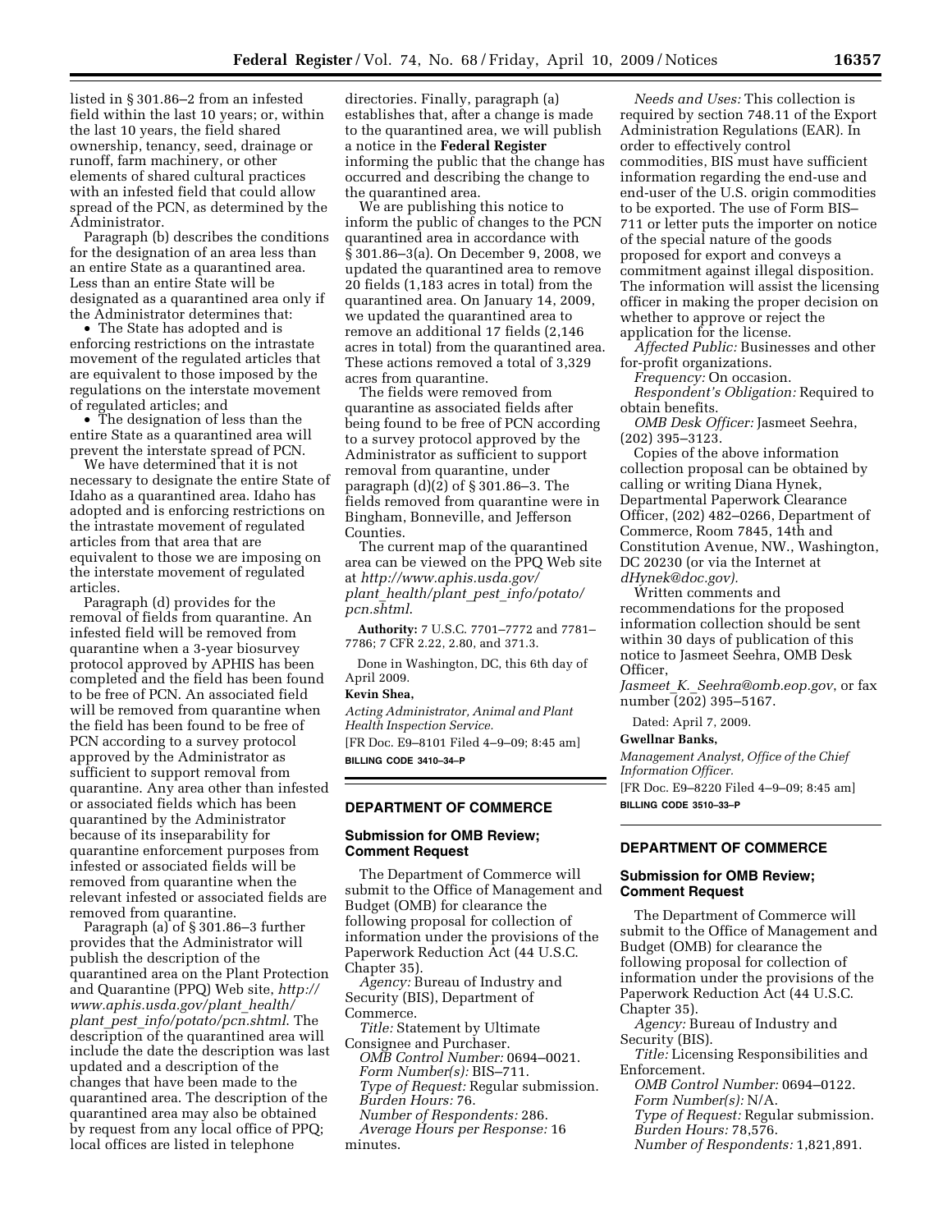listed in § 301.86–2 from an infested field within the last 10 years; or, within the last 10 years, the field shared ownership, tenancy, seed, drainage or runoff, farm machinery, or other elements of shared cultural practices with an infested field that could allow spread of the PCN, as determined by the Administrator.

Paragraph (b) describes the conditions for the designation of an area less than an entire State as a quarantined area. Less than an entire State will be designated as a quarantined area only if the Administrator determines that:

- The State has adopted and is enforcing restrictions on the intrastate movement of the regulated articles that are equivalent to those imposed by the regulations on the interstate movement of regulated articles; and
- The designation of less than the entire State as a quarantined area will prevent the interstate spread of PCN.

We have determined that it is not necessary to designate the entire State of Idaho as a quarantined area. Idaho has adopted and is enforcing restrictions on the intrastate movement of regulated articles from that area that are equivalent to those we are imposing on the interstate movement of regulated articles.

Paragraph (d) provides for the removal of fields from quarantine. An infested field will be removed from quarantine when a 3-year biosurvey protocol approved by APHIS has been completed and the field has been found to be free of PCN. An associated field will be removed from quarantine when the field has been found to be free of PCN according to a survey protocol approved by the Administrator as sufficient to support removal from quarantine. Any area other than infested or associated fields which has been quarantined by the Administrator because of its inseparability for quarantine enforcement purposes from infested or associated fields will be removed from quarantine when the relevant infested or associated fields are removed from quarantine.

Paragraph (a) of § 301.86–3 further provides that the Administrator will publish the description of the quarantined area on the Plant Protection and Quarantine (PPQ) Web site, *http://www.aphis.usda.gov/plant_health/plant_pest_info/potato/pcn.shtml*. The description of the quarantined area will include the date the description was last updated and a description of the changes that have been made to the quarantined area. The description of the quarantined area may also be obtained by request from any local office of PPQ; local offices are listed in telephone directories. Finally, paragraph (a) establishes that, after a change is made to the quarantined area, we will publish a notice in the **Federal Register** informing the public that the change has occurred and describing the change to the quarantined area.

We are publishing this notice to inform the public of changes to the PCN quarantined area in accordance with § 301.86–3(a). On December 9, 2008, we updated the quarantined area to remove 20 fields (1,183 acres in total) from the quarantined area. On January 14, 2009, we updated the quarantined area to remove an additional 17 fields (2,146 acres in total) from the quarantined area. These actions removed a total of 3,329 acres from quarantine.

The fields were removed from quarantine as associated fields after being found to be free of PCN according to a survey protocol approved by the Administrator as sufficient to support removal from quarantine, under paragraph (d)(2) of § 301.86–3. The fields removed from quarantine were in Bingham, Bonneville, and Jefferson Counties.

The current map of the quarantined area can be viewed on the PPQ Web site at *http://www.aphis.usda.gov/plant_health/plant_pest_info/potato/pcn.shtml*.

**Authority:** 7 U.S.C. 7701–7772 and 7781–7786; 7 CFR 2.22, 2.80, and 371.3.

Done in Washington, DC, this 6th day of April 2009.

**Kevin Shea,**

*Acting Administrator, Animal and Plant Health Inspection Service.*

[FR Doc. E9–8101 Filed 4–9–09; 8:45 am]

**BILLING CODE 3410–34–P**

## DEPARTMENT OF COMMERCE

### Submission for OMB Review; Comment Request

The Department of Commerce will submit to the Office of Management and Budget (OMB) for clearance the following proposal for collection of information under the provisions of the Paperwork Reduction Act (44 U.S.C. Chapter 35).

*Agency:* Bureau of Industry and Security (BIS), Department of Commerce.

*Title:* Statement by Ultimate Consignee and Purchaser.

*OMB Control Number:* 0694–0021.

*Form Number(s):* BIS–711.

*Type of Request:* Regular submission.

*Burden Hours:* 76.

*Number of Respondents:* 286.

*Average Hours per Response:* 16 minutes.

*Needs and Uses:* This collection is required by section 748.11 of the Export Administration Regulations (EAR). In order to effectively control commodities, BIS must have sufficient information regarding the end-use and end-user of the U.S. origin commodities to be exported. The use of Form BIS–711 or letter puts the importer on notice of the special nature of the goods proposed for export and conveys a commitment against illegal disposition. The information will assist the licensing officer in making the proper decision on whether to approve or reject the application for the license.

*Affected Public:* Businesses and other for-profit organizations.

*Frequency:* On occasion.

*Respondent's Obligation:* Required to obtain benefits.

*OMB Desk Officer:* Jasmeet Seehra, (202) 395–3123.

Copies of the above information collection proposal can be obtained by calling or writing Diana Hynek, Departmental Paperwork Clearance Officer, (202) 482–0266, Department of Commerce, Room 7845, 14th and Constitution Avenue, NW., Washington, DC 20230 (or via the Internet at *dHynek@doc.gov).*

Written comments and recommendations for the proposed information collection should be sent within 30 days of publication of this notice to Jasmeet Seehra, OMB Desk Officer, *Jasmeet_K._Seehra@omb.eop.gov*, or fax number (202) 395–5167.

Dated: April 7, 2009.

**Gwellnar Banks,**

*Management Analyst, Office of the Chief Information Officer.*

[FR Doc. E9–8220 Filed 4–9–09; 8:45 am]

**BILLING CODE 3510–33–P**

## DEPARTMENT OF COMMERCE

### Submission for OMB Review; Comment Request

The Department of Commerce will submit to the Office of Management and Budget (OMB) for clearance the following proposal for collection of information under the provisions of the Paperwork Reduction Act (44 U.S.C. Chapter 35).

*Agency:* Bureau of Industry and Security (BIS).

*Title:* Licensing Responsibilities and Enforcement.

*OMB Control Number:* 0694–0122.

*Form Number(s):* N/A.

*Type of Request:* Regular submission.

*Burden Hours:* 78,576.

*Number of Respondents:* 1,821,891.